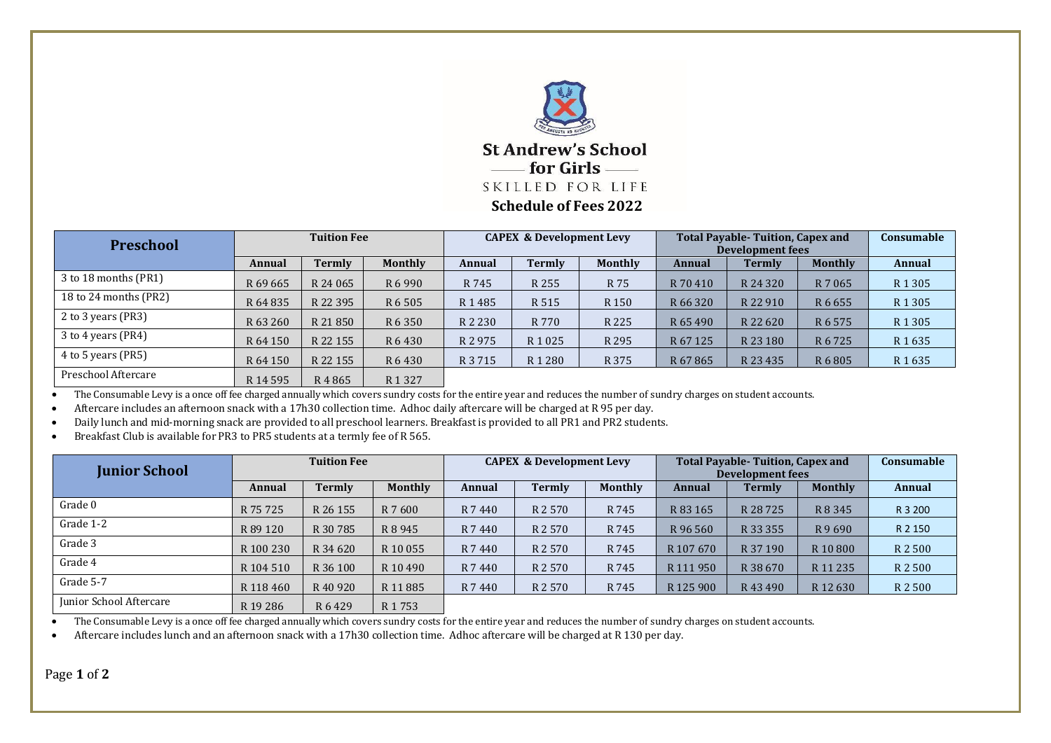# St Andrew's School for Girls

SKILLED FOR LIFE

## Schedule of Fees 2022

| Preschool | Tuition Fee | | | CAPEX & Development Levy | | | Total Payable- Tuition, Capex and Development fees | | | Consumable |
|---|---|---|---|---|---|---|---|---|---|---|
| | Annual | Termly | Monthly | Annual | Termly | Monthly | Annual | Termly | Monthly | Annual |
| 3 to 18 months (PR1) | R 69 665 | R 24 065 | R 6 990 | R 745 | R 255 | R 75 | R 70 410 | R 24 320 | R 7 065 | R 1 305 |
| 18 to 24 months (PR2) | R 64 835 | R 22 395 | R 6 505 | R 1 485 | R 515 | R 150 | R 66 320 | R 22 910 | R 6 655 | R 1 305 |
| 2 to 3 years (PR3) | R 63 260 | R 21 850 | R 6 350 | R 2 230 | R 770 | R 225 | R 65 490 | R 22 620 | R 6 575 | R 1 305 |
| 3 to 4 years (PR4) | R 64 150 | R 22 155 | R 6 430 | R 2 975 | R 1 025 | R 295 | R 67 125 | R 23 180 | R 6 725 | R 1 635 |
| 4 to 5 years (PR5) | R 64 150 | R 22 155 | R 6 430 | R 3 715 | R 1 280 | R 375 | R 67 865 | R 23 435 | R 6 805 | R 1 635 |
| Preschool Aftercare | R 14 595 | R 4 865 | R 1 327 | | | | | | | |

- The Consumable Levy is a once off fee charged annually which covers sundry costs for the entire year and reduces the number of sundry charges on student accounts.
- Aftercare includes an afternoon snack with a 17h30 collection time. Adhoc daily aftercare will be charged at R 95 per day.
- Daily lunch and mid-morning snack are provided to all preschool learners. Breakfast is provided to all PR1 and PR2 students.
- Breakfast Club is available for PR3 to PR5 students at a termly fee of R 565.

| Junior School | Tuition Fee | | | CAPEX & Development Levy | | | Total Payable- Tuition, Capex and Development fees | | | Consumable |
|---|---|---|---|---|---|---|---|---|---|---|
| | Annual | Termly | Monthly | Annual | Termly | Monthly | Annual | Termly | Monthly | Annual |
| Grade 0 | R 75 725 | R 26 155 | R 7 600 | R 7 440 | R 2 570 | R 745 | R 83 165 | R 28 725 | R 8 345 | R 3 200 |
| Grade 1-2 | R 89 120 | R 30 785 | R 8 945 | R 7 440 | R 2 570 | R 745 | R 96 560 | R 33 355 | R 9 690 | R 2 150 |
| Grade 3 | R 100 230 | R 34 620 | R 10 055 | R 7 440 | R 2 570 | R 745 | R 107 670 | R 37 190 | R 10 800 | R 2 500 |
| Grade 4 | R 104 510 | R 36 100 | R 10 490 | R 7 440 | R 2 570 | R 745 | R 111 950 | R 38 670 | R 11 235 | R 2 500 |
| Grade 5-7 | R 118 460 | R 40 920 | R 11 885 | R 7 440 | R 2 570 | R 745 | R 125 900 | R 43 490 | R 12 630 | R 2 500 |
| Junior School Aftercare | R 19 286 | R 6 429 | R 1 753 | | | | | | | |

- The Consumable Levy is a once off fee charged annually which covers sundry costs for the entire year and reduces the number of sundry charges on student accounts.
- Aftercare includes lunch and an afternoon snack with a 17h30 collection time. Adhoc aftercare will be charged at R 130 per day.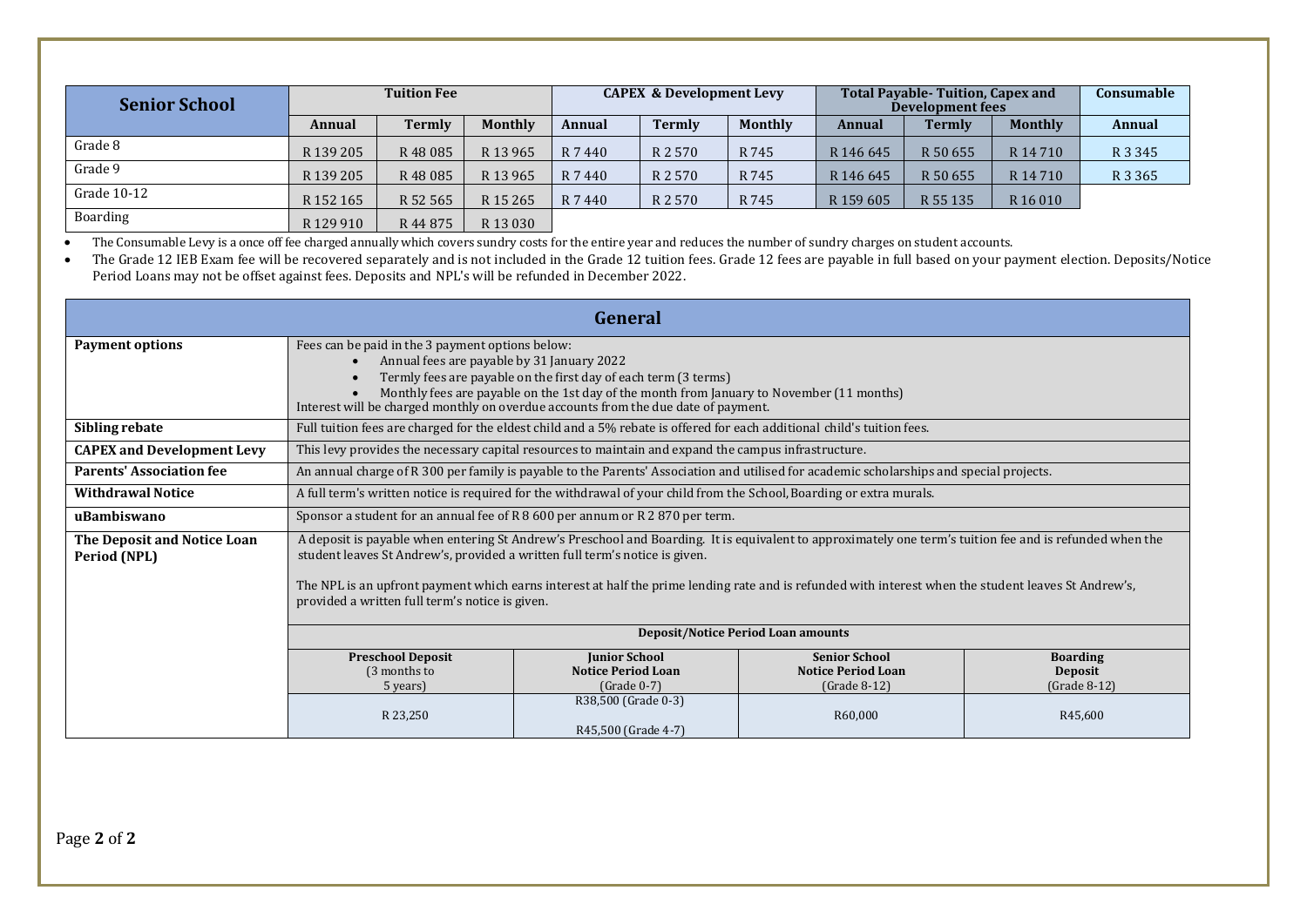| Senior School | Tuition Fee | | | CAPEX & Development Levy | | | Total Payable- Tuition, Capex and Development fees | | | Consumable |
|---|---|---|---|---|---|---|---|---|---|---|
| | Annual | Termly | Monthly | Annual | Termly | Monthly | Annual | Termly | Monthly | Annual |
| Grade 8 | R 139 205 | R 48 085 | R 13 965 | R 7 440 | R 2 570 | R 745 | R 146 645 | R 50 655 | R 14 710 | R 3 345 |
| Grade 9 | R 139 205 | R 48 085 | R 13 965 | R 7 440 | R 2 570 | R 745 | R 146 645 | R 50 655 | R 14 710 | R 3 365 |
| Grade 10-12 | R 152 165 | R 52 565 | R 15 265 | R 7 440 | R 2 570 | R 745 | R 159 605 | R 55 135 | R 16 010 | |
| Boarding | R 129 910 | R 44 875 | R 13 030 | | | | | | | |

- The Consumable Levy is a once off fee charged annually which covers sundry costs for the entire year and reduces the number of sundry charges on student accounts.
- The Grade 12 IEB Exam fee will be recovered separately and is not included in the Grade 12 tuition fees. Grade 12 fees are payable in full based on your payment election. Deposits/Notice Period Loans may not be offset against fees. Deposits and NPL's will be refunded in December 2022.

## General

| | |
|---|---|
| **Payment options** | Fees can be paid in the 3 payment options below:<br>• Annual fees are payable by 31 January 2022<br>• Termly fees are payable on the first day of each term (3 terms)<br>• Monthly fees are payable on the 1st day of the month from January to November (11 months)<br>Interest will be charged monthly on overdue accounts from the due date of payment. |
| **Sibling rebate** | Full tuition fees are charged for the eldest child and a 5% rebate is offered for each additional child's tuition fees. |
| **CAPEX and Development Levy** | This levy provides the necessary capital resources to maintain and expand the campus infrastructure. |
| **Parents' Association fee** | An annual charge of R 300 per family is payable to the Parents' Association and utilised for academic scholarships and special projects. |
| **Withdrawal Notice** | A full term's written notice is required for the withdrawal of your child from the School, Boarding or extra murals. |
| **uBambiswano** | Sponsor a student for an annual fee of R 8 600 per annum or R 2 870 per term. |
| **The Deposit and Notice Loan Period (NPL)** | A deposit is payable when entering St Andrew's Preschool and Boarding. It is equivalent to approximately one term's tuition fee and is refunded when the student leaves St Andrew's, provided a written full term's notice is given.<br><br>The NPL is an upfront payment which earns interest at half the prime lending rate and is refunded with interest when the student leaves St Andrew's, provided a written full term's notice is given. |

**Deposit/Notice Period Loan amounts**

| Preschool Deposit (3 months to 5 years) | Junior School Notice Period Loan (Grade 0-7) | Senior School Notice Period Loan (Grade 8-12) | Boarding Deposit (Grade 8-12) |
|---|---|---|---|
| R 23,250 | R38,500 (Grade 0-3)<br>R45,500 (Grade 4-7) | R60,000 | R45,600 |